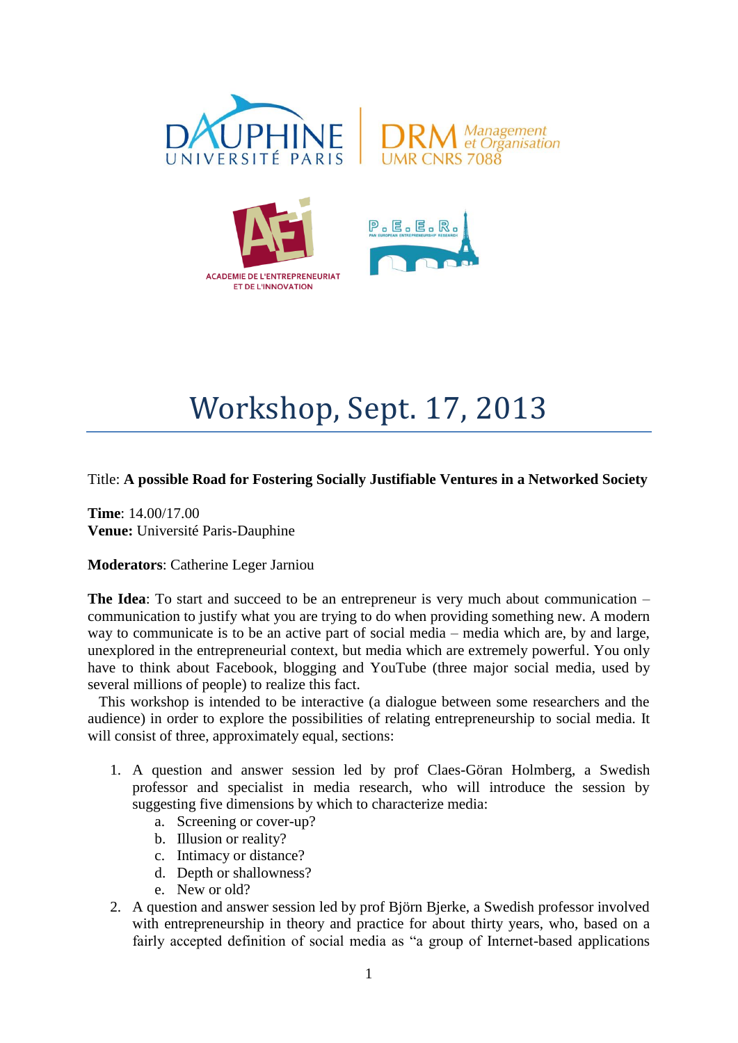# Workshop, Sept. 17, 2013

Title: **A possible Road for Fostering Socially Justifiable Ventures in a Networked Society**

**Time**: 14.00/17.00
**Venue:** Université Paris-Dauphine

**Moderators**: Catherine Leger Jarniou

**The Idea**: To start and succeed to be an entrepreneur is very much about communication – communication to justify what you are trying to do when providing something new. A modern way to communicate is to be an active part of social media – media which are, by and large, unexplored in the entrepreneurial context, but media which are extremely powerful. You only have to think about Facebook, blogging and YouTube (three major social media, used by several millions of people) to realize this fact.

This workshop is intended to be interactive (a dialogue between some researchers and the audience) in order to explore the possibilities of relating entrepreneurship to social media. It will consist of three, approximately equal, sections:

1. A question and answer session led by prof Claes-Göran Holmberg, a Swedish professor and specialist in media research, who will introduce the session by suggesting five dimensions by which to characterize media:
    a. Screening or cover-up?
    b. Illusion or reality?
    c. Intimacy or distance?
    d. Depth or shallowness?
    e. New or old?
2. A question and answer session led by prof Björn Bjerke, a Swedish professor involved with entrepreneurship in theory and practice for about thirty years, who, based on a fairly accepted definition of social media as "a group of Internet-based applications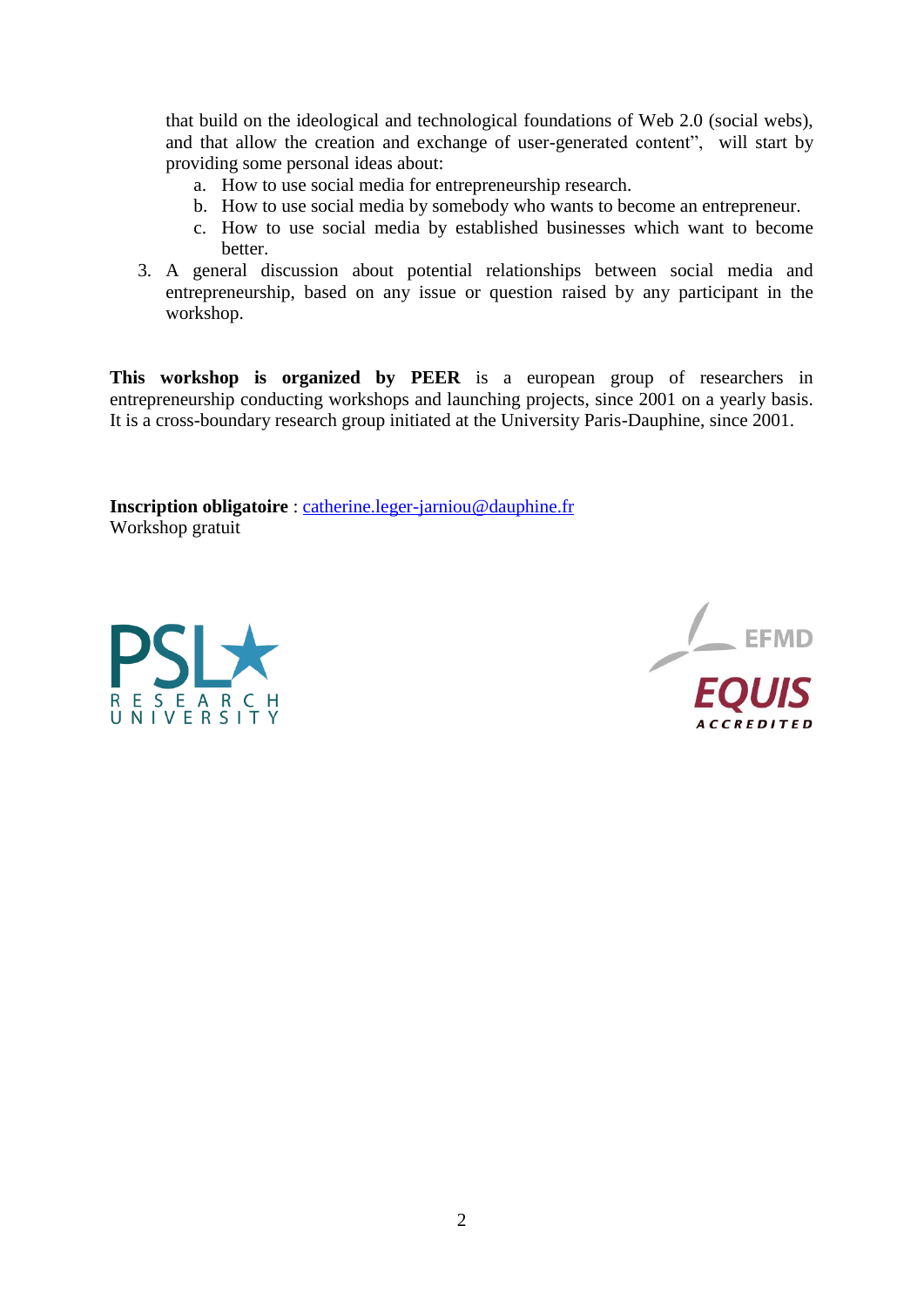that build on the ideological and technological foundations of Web 2.0 (social webs), and that allow the creation and exchange of user-generated content", will start by providing some personal ideas about:

   a. How to use social media for entrepreneurship research.
   b. How to use social media by somebody who wants to become an entrepreneur.
   c. How to use social media by established businesses which want to become better.

3. A general discussion about potential relationships between social media and entrepreneurship, based on any issue or question raised by any participant in the workshop.

**This workshop is organized by PEER** is a european group of researchers in entrepreneurship conducting workshops and launching projects, since 2001 on a yearly basis. It is a cross-boundary research group initiated at the University Paris-Dauphine, since 2001.

**Inscription obligatoire** : catherine.leger-jarniou@dauphine.fr
Workshop gratuit

PSL RESEARCH UNIVERSITY

EFMD EQUIS ACCREDITED